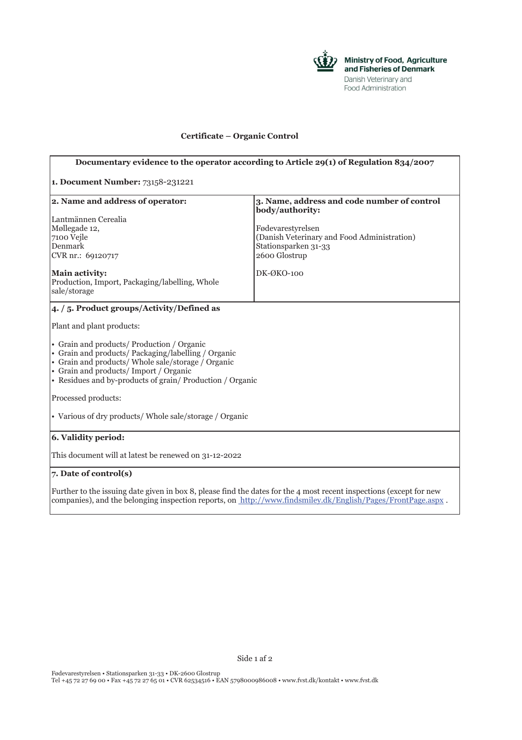Ministry of Food, Agriculture and Fisheries of Denmark
Danish Veterinary and Food Administration

## Certificate – Organic Control

**Documentary evidence to the operator according to Article 29(1) of Regulation 834/2007**

**1. Document Number:** 73158-231221

| **2. Name and address of operator:** | **3. Name, address and code number of control body/authority:** |
|---|---|
| Lantmännen Cerealia<br>Møllegade 12,<br>7100 Vejle<br>Denmark<br>CVR nr.: 69120717 | Fødevarestyrelsen<br>(Danish Veterinary and Food Administration)<br>Stationsparken 31-33<br>2600 Glostrup |
| **Main activity:**<br>Production, Import, Packaging/labelling, Whole sale/storage | DK-ØKO-100 |

**4. / 5. Product groups/Activity/Defined as**

Plant and plant products:

- Grain and products/ Production / Organic
- Grain and products/ Packaging/labelling / Organic
- Grain and products/ Whole sale/storage / Organic
- Grain and products/ Import / Organic
- Residues and by-products of grain/ Production / Organic

Processed products:

- Various of dry products/ Whole sale/storage / Organic

**6. Validity period:**

This document will at latest be renewed on 31-12-2022

**7. Date of control(s)**

Further to the issuing date given in box 8, please find the dates for the 4 most recent inspections (except for new companies), and the belonging inspection reports, on http://www.findsmiley.dk/English/Pages/FrontPage.aspx .

Fødevarestyrelsen • Stationsparken 31-33 • DK-2600 Glostrup
Tel +45 72 27 69 00 • Fax +45 72 27 65 01 • CVR 62534516 • EAN 5798000986008 • www.fvst.dk/kontakt • www.fvst.dk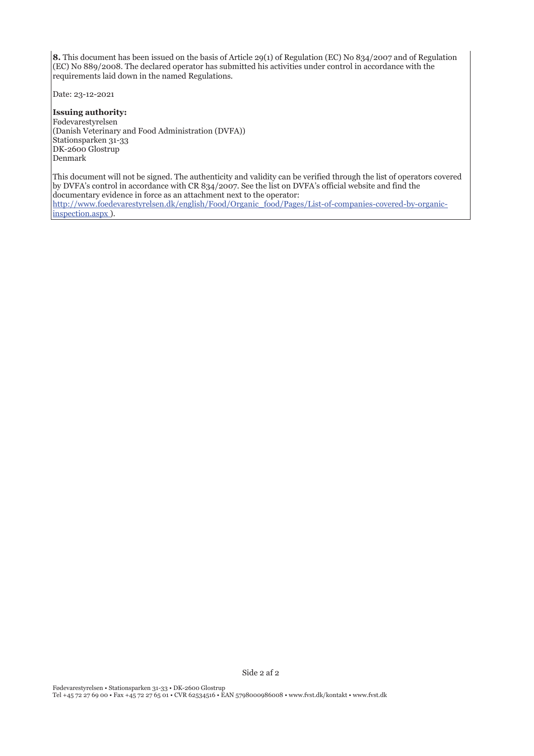**8.** This document has been issued on the basis of Article 29(1) of Regulation (EC) No 834/2007 and of Regulation (EC) No 889/2008. The declared operator has submitted his activities under control in accordance with the requirements laid down in the named Regulations.

Date: 23-12-2021

**Issuing authority:**  
Fødevarestyrelsen  
(Danish Veterinary and Food Administration (DVFA))  
Stationsparken 31-33  
DK-2600 Glostrup  
Denmark

This document will not be signed. The authenticity and validity can be verified through the list of operators covered by DVFA's control in accordance with CR 834/2007. See the list on DVFA's official website and find the documentary evidence in force as an attachment next to the operator: http://www.foedevarestyrelsen.dk/english/Food/Organic_food/Pages/List-of-companies-covered-by-organic-inspection.aspx ).

Fødevarestyrelsen • Stationsparken 31-33 • DK-2600 Glostrup  
Tel +45 72 27 69 00 • Fax +45 72 27 65 01 • CVR 62534516 • EAN 5798000986008 • www.fvst.dk/kontakt • www.fvst.dk